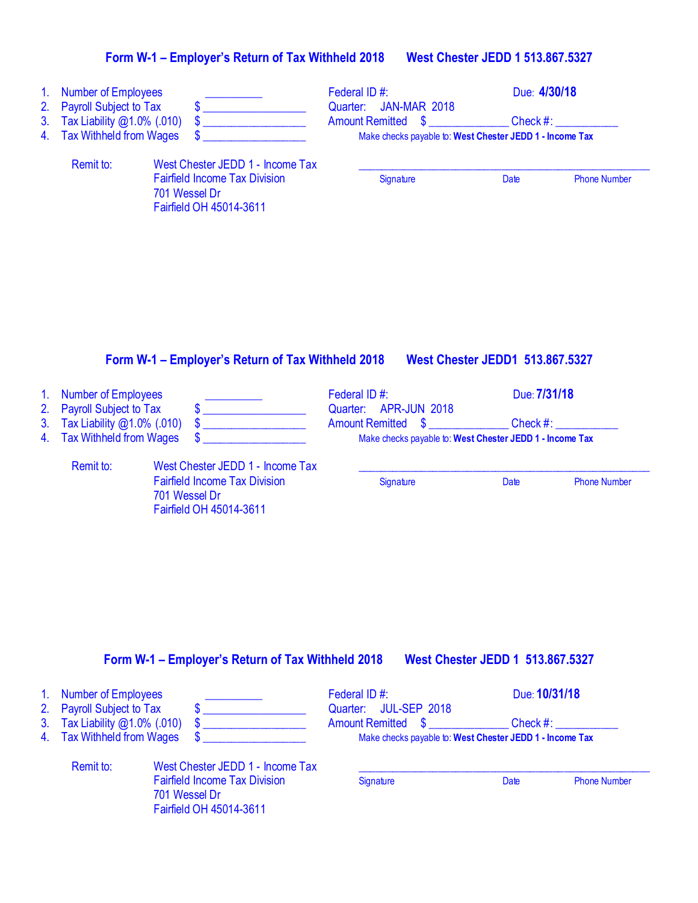## Form W-1 – Employer's Return of Tax Withheld 2018 West Chester JEDD 1 513.867.5327

1. Number of Employees __________
2. Payroll Subject to Tax $ ________________
3. Tax Liability @1.0% (.010) $ ________________
4. Tax Withheld from Wages $ ________________

Federal ID #: Due: **4/30/18**

Quarter: JAN-MAR 2018

Amount Remitted $ _____________ Check #: __________

Make checks payable to: **West Chester JEDD 1 - Income Tax**

Remit to: West Chester JEDD 1 - Income Tax
Fairfield Income Tax Division
701 Wessel Dr
Fairfield OH 45014-3611

______________________________________________
Signature Date Phone Number

## Form W-1 – Employer's Return of Tax Withheld 2018 West Chester JEDD1 513.867.5327

1. Number of Employees __________
2. Payroll Subject to Tax $ ________________
3. Tax Liability @1.0% (.010) $ ________________
4. Tax Withheld from Wages $ ________________

Federal ID #: Due: **7/31/18**

Quarter: APR-JUN 2018

Amount Remitted $ _____________ Check #: __________

Make checks payable to: **West Chester JEDD 1 - Income Tax**

Remit to: West Chester JEDD 1 - Income Tax
Fairfield Income Tax Division
701 Wessel Dr
Fairfield OH 45014-3611

______________________________________________
Signature Date Phone Number

## Form W-1 – Employer's Return of Tax Withheld 2018 West Chester JEDD 1 513.867.5327

1. Number of Employees __________
2. Payroll Subject to Tax $ ________________
3. Tax Liability @1.0% (.010) $ ________________
4. Tax Withheld from Wages $ ________________

Federal ID #: Due: **10/31/18**

Quarter: JUL-SEP 2018

Amount Remitted $ _____________ Check #: __________

Make checks payable to: **West Chester JEDD 1 - Income Tax**

Remit to: West Chester JEDD 1 - Income Tax
Fairfield Income Tax Division
701 Wessel Dr
Fairfield OH 45014-3611

______________________________________________
Signature Date Phone Number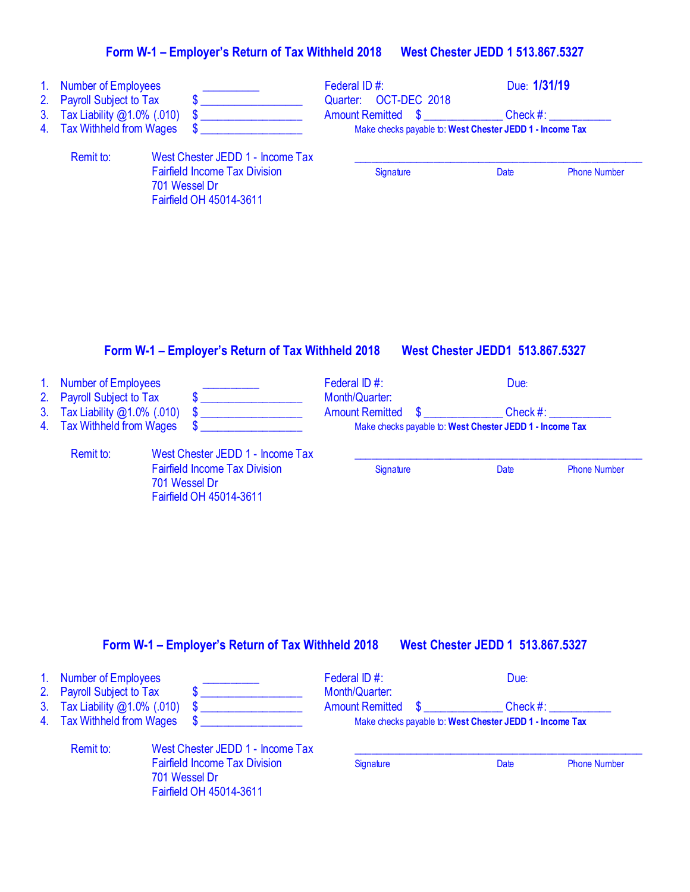## Form W-1 – Employer's Return of Tax Withheld 2018 West Chester JEDD 1 513.867.5327

1. Number of Employees __________
2. Payroll Subject to Tax $ __________________
3. Tax Liability @1.0% (.010) $ __________________
4. Tax Withheld from Wages $ __________________

Federal ID #:

Due: **1/31/19**

Quarter: OCT-DEC 2018

Amount Remitted $ ______________ Check #: ___________

Make checks payable to: **West Chester JEDD 1 - Income Tax**

Remit to: West Chester JEDD 1 - Income Tax
Fairfield Income Tax Division
701 Wessel Dr
Fairfield OH 45014-3611

_______________________________________________________

Signature Date Phone Number

## Form W-1 – Employer's Return of Tax Withheld 2018 West Chester JEDD1 513.867.5327

1. Number of Employees __________
2. Payroll Subject to Tax $ __________________
3. Tax Liability @1.0% (.010) $ __________________
4. Tax Withheld from Wages $ __________________

Federal ID #:

Due:

Month/Quarter:

Amount Remitted $ ______________ Check #: ___________

Make checks payable to: **West Chester JEDD 1 - Income Tax**

Remit to: West Chester JEDD 1 - Income Tax
Fairfield Income Tax Division
701 Wessel Dr
Fairfield OH 45014-3611

_______________________________________________________

Signature Date Phone Number

## Form W-1 – Employer's Return of Tax Withheld 2018 West Chester JEDD 1 513.867.5327

1. Number of Employees __________
2. Payroll Subject to Tax $ __________________
3. Tax Liability @1.0% (.010) $ __________________
4. Tax Withheld from Wages $ __________________

Federal ID #:

Due:

Month/Quarter:

Amount Remitted $ ______________ Check #: ___________

Make checks payable to: **West Chester JEDD 1 - Income Tax**

Remit to: West Chester JEDD 1 - Income Tax
Fairfield Income Tax Division
701 Wessel Dr
Fairfield OH 45014-3611

_______________________________________________________

Signature Date Phone Number